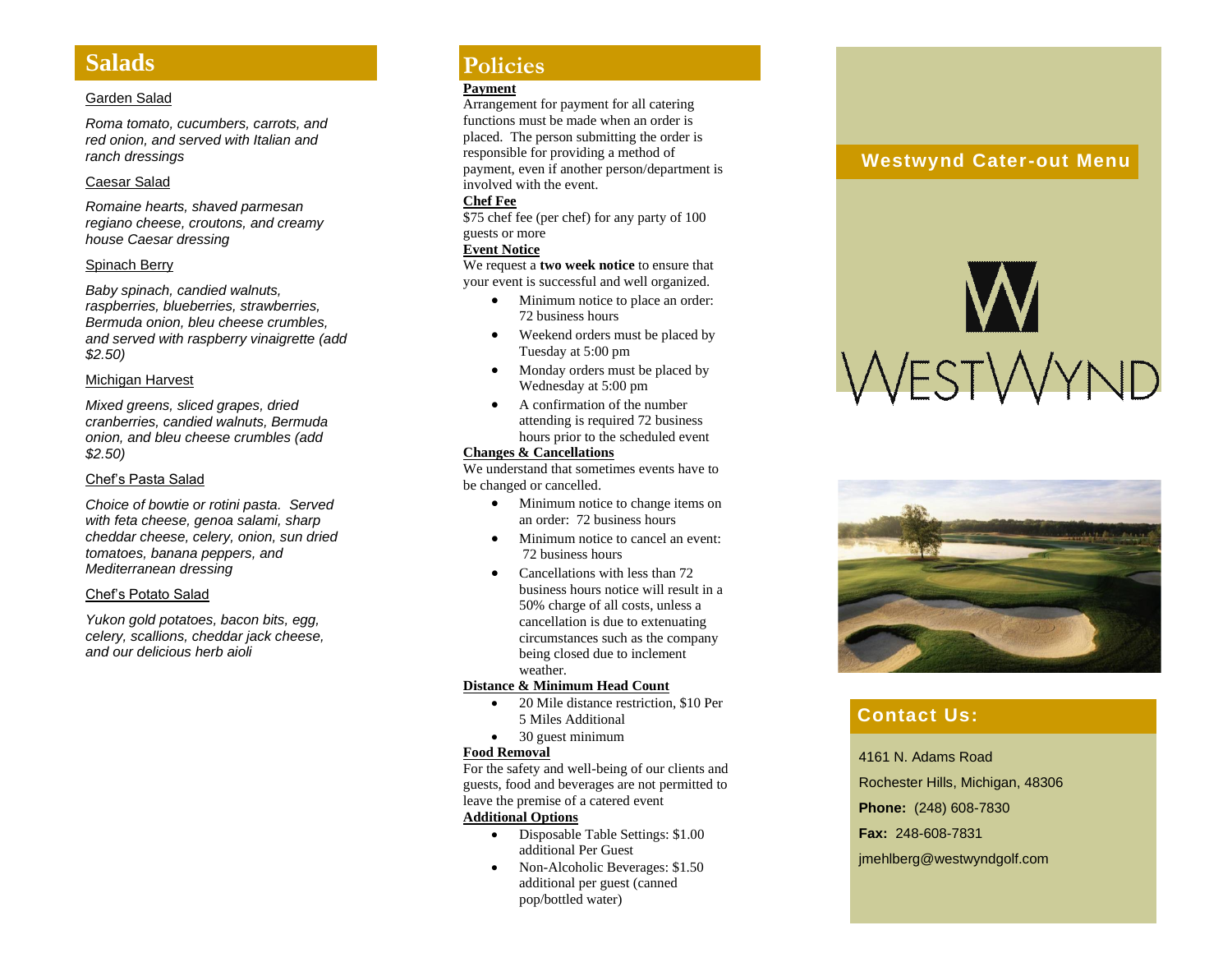## Salads

Garden Salad

*Roma tomato, cucumbers, carrots, and red onion, and served with Italian and ranch dressings*

Caesar Salad

*Romaine hearts, shaved parmesan regiano cheese, croutons, and creamy house Caesar dressing*

Spinach Berry

*Baby spinach, candied walnuts, raspberries, blueberries, strawberries, Bermuda onion, bleu cheese crumbles, and served with raspberry vinaigrette (add $2.50)*

Michigan Harvest

*Mixed greens, sliced grapes, dried cranberries, candied walnuts, Bermuda onion, and bleu cheese crumbles (add $2.50)*

Chef's Pasta Salad

*Choice of bowtie or rotini pasta. Served with feta cheese, genoa salami, sharp cheddar cheese, celery, onion, sun dried tomatoes, banana peppers, and Mediterranean dressing*

Chef's Potato Salad

*Yukon gold potatoes, bacon bits, egg, celery, scallions, cheddar jack cheese, and our delicious herb aioli*

## Policies

**Payment**

Arrangement for payment for all catering functions must be made when an order is placed. The person submitting the order is responsible for providing a method of payment, even if another person/department is involved with the event.

**Chef Fee**

$75 chef fee (per chef) for any party of 100 guests or more

**Event Notice**

We request a **two week notice** to ensure that your event is successful and well organized.

- Minimum notice to place an order: 72 business hours
- Weekend orders must be placed by Tuesday at 5:00 pm
- Monday orders must be placed by Wednesday at 5:00 pm
- A confirmation of the number attending is required 72 business hours prior to the scheduled event

**Changes & Cancellations**

We understand that sometimes events have to be changed or cancelled.

- Minimum notice to change items on an order: 72 business hours
- Minimum notice to cancel an event: 72 business hours
- Cancellations with less than 72 business hours notice will result in a 50% charge of all costs, unless a cancellation is due to extenuating circumstances such as the company being closed due to inclement weather.

**Distance & Minimum Head Count**

- 20 Mile distance restriction, $10 Per 5 Miles Additional
- 30 guest minimum

**Food Removal**

For the safety and well-being of our clients and guests, food and beverages are not permitted to leave the premise of a catered event

**Additional Options**

- Disposable Table Settings: $1.00 additional Per Guest
- Non-Alcoholic Beverages: $1.50 additional per guest (canned pop/bottled water)

# Westwynd Cater-out Menu

WESTWYND

## Contact Us:

4161 N. Adams Road

Rochester Hills, Michigan, 48306

**Phone:** (248) 608-7830

**Fax:** 248-608-7831

jmehlberg@westwyndgolf.com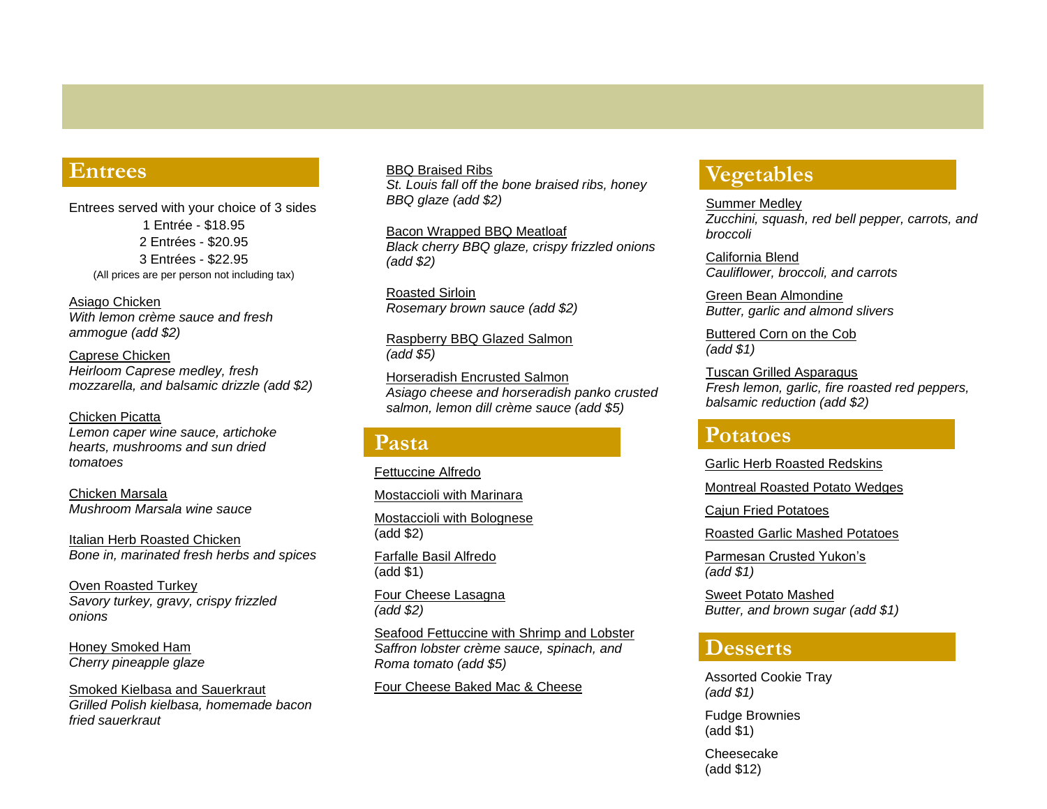## Entrees

Entrees served with your choice of 3 sides

1 Entrée - $18.95

2 Entrées - $20.95

3 Entrées - $22.95

(All prices are per person not including tax)

Asiago Chicken
*With lemon crème sauce and fresh ammogue (add $2)*

Caprese Chicken
*Heirloom Caprese medley, fresh mozzarella, and balsamic drizzle (add $2)*

Chicken Picatta
*Lemon caper wine sauce, artichoke hearts, mushrooms and sun dried tomatoes*

Chicken Marsala
*Mushroom Marsala wine sauce*

Italian Herb Roasted Chicken
*Bone in, marinated fresh herbs and spices*

Oven Roasted Turkey
*Savory turkey, gravy, crispy frizzled onions*

Honey Smoked Ham
*Cherry pineapple glaze*

Smoked Kielbasa and Sauerkraut
*Grilled Polish kielbasa, homemade bacon fried sauerkraut*

BBQ Braised Ribs
*St. Louis fall off the bone braised ribs, honey BBQ glaze (add $2)*

Bacon Wrapped BBQ Meatloaf
*Black cherry BBQ glaze, crispy frizzled onions (add $2)*

Roasted Sirloin
*Rosemary brown sauce (add $2)*

Raspberry BBQ Glazed Salmon
*(add $5)*

Horseradish Encrusted Salmon
*Asiago cheese and horseradish panko crusted salmon, lemon dill crème sauce (add $5)*

## Pasta

Fettuccine Alfredo

Mostacciolli with Marinara

Mostacciolli with Bolognese
(add $2)

Farfalle Basil Alfredo
(add $1)

Four Cheese Lasagna
*(add $2)*

Seafood Fettuccine with Shrimp and Lobster
*Saffron lobster crème sauce, spinach, and Roma tomato (add $5)*

Four Cheese Baked Mac & Cheese

## Vegetables

Summer Medley
*Zucchini, squash, red bell pepper, carrots, and broccoli*

California Blend
*Cauliflower, broccoli, and carrots*

Green Bean Almondine
*Butter, garlic and almond slivers*

Buttered Corn on the Cob
*(add $1)*

Tuscan Grilled Asparagus
*Fresh lemon, garlic, fire roasted red peppers, balsamic reduction (add $2)*

## Potatoes

Garlic Herb Roasted Redskins

Montreal Roasted Potato Wedges

Cajun Fried Potatoes

Roasted Garlic Mashed Potatoes

Parmesan Crusted Yukon's
*(add $1)*

Sweet Potato Mashed
*Butter, and brown sugar (add $1)*

## Desserts

Assorted Cookie Tray
*(add $1)*

Fudge Brownies
(add $1)

Cheesecake
(add $12)